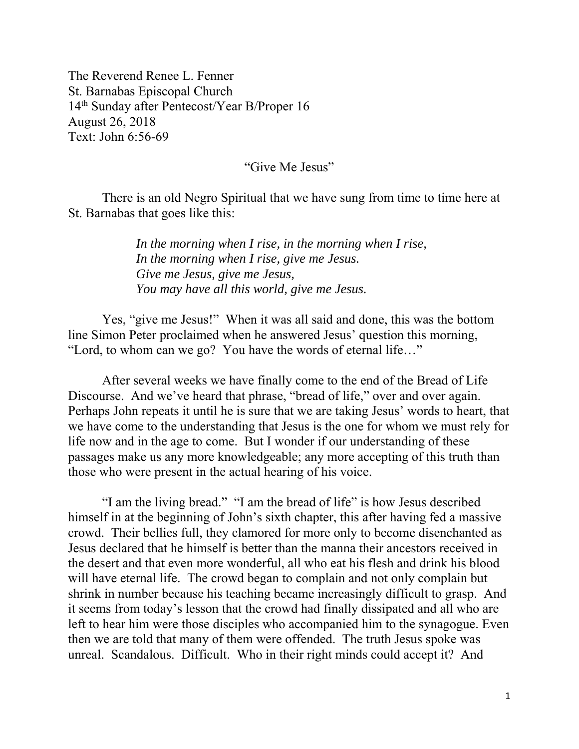The Reverend Renee L. Fenner
St. Barnabas Episcopal Church
14th Sunday after Pentecost/Year B/Proper 16
August 26, 2018
Text: John 6:56-69

"Give Me Jesus"

There is an old Negro Spiritual that we have sung from time to time here at St. Barnabas that goes like this:

> *In the morning when I rise, in the morning when I rise,*
> *In the morning when I rise, give me Jesus.*
> *Give me Jesus, give me Jesus,*
> *You may have all this world, give me Jesus.*

Yes, "give me Jesus!" When it was all said and done, this was the bottom line Simon Peter proclaimed when he answered Jesus' question this morning, "Lord, to whom can we go? You have the words of eternal life…"

After several weeks we have finally come to the end of the Bread of Life Discourse. And we've heard that phrase, "bread of life," over and over again. Perhaps John repeats it until he is sure that we are taking Jesus' words to heart, that we have come to the understanding that Jesus is the one for whom we must rely for life now and in the age to come. But I wonder if our understanding of these passages make us any more knowledgeable; any more accepting of this truth than those who were present in the actual hearing of his voice.

"I am the living bread." "I am the bread of life" is how Jesus described himself in at the beginning of John's sixth chapter, this after having fed a massive crowd. Their bellies full, they clamored for more only to become disenchanted as Jesus declared that he himself is better than the manna their ancestors received in the desert and that even more wonderful, all who eat his flesh and drink his blood will have eternal life. The crowd began to complain and not only complain but shrink in number because his teaching became increasingly difficult to grasp. And it seems from today's lesson that the crowd had finally dissipated and all who are left to hear him were those disciples who accompanied him to the synagogue. Even then we are told that many of them were offended. The truth Jesus spoke was unreal. Scandalous. Difficult. Who in their right minds could accept it? And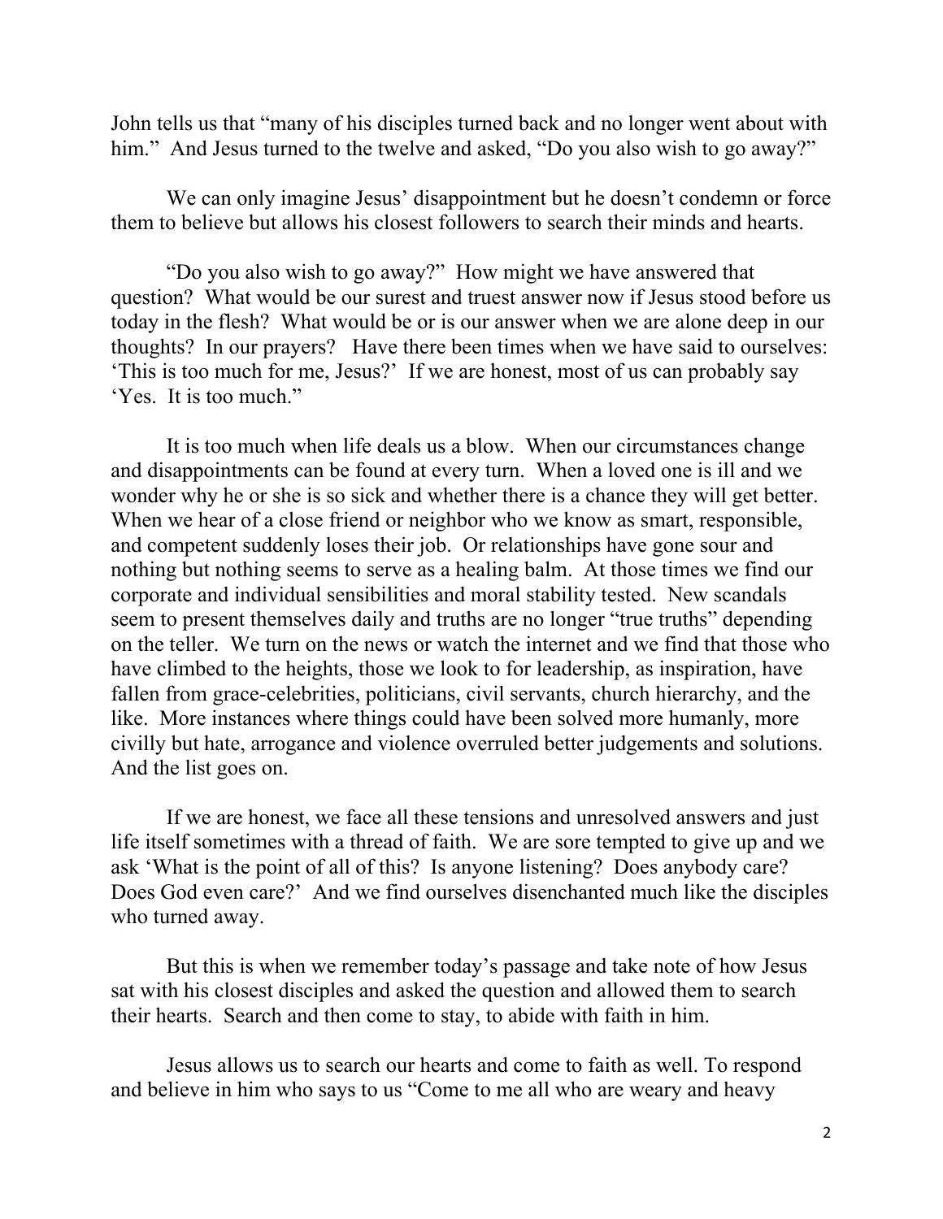John tells us that "many of his disciples turned back and no longer went about with him." And Jesus turned to the twelve and asked, "Do you also wish to go away?"

We can only imagine Jesus' disappointment but he doesn't condemn or force them to believe but allows his closest followers to search their minds and hearts.

"Do you also wish to go away?" How might we have answered that question? What would be our surest and truest answer now if Jesus stood before us today in the flesh? What would be or is our answer when we are alone deep in our thoughts? In our prayers? Have there been times when we have said to ourselves: 'This is too much for me, Jesus?' If we are honest, most of us can probably say 'Yes. It is too much."

It is too much when life deals us a blow. When our circumstances change and disappointments can be found at every turn. When a loved one is ill and we wonder why he or she is so sick and whether there is a chance they will get better. When we hear of a close friend or neighbor who we know as smart, responsible, and competent suddenly loses their job. Or relationships have gone sour and nothing but nothing seems to serve as a healing balm. At those times we find our corporate and individual sensibilities and moral stability tested. New scandals seem to present themselves daily and truths are no longer "true truths" depending on the teller. We turn on the news or watch the internet and we find that those who have climbed to the heights, those we look to for leadership, as inspiration, have fallen from grace-celebrities, politicians, civil servants, church hierarchy, and the like. More instances where things could have been solved more humanly, more civilly but hate, arrogance and violence overruled better judgements and solutions. And the list goes on.

If we are honest, we face all these tensions and unresolved answers and just life itself sometimes with a thread of faith. We are sore tempted to give up and we ask 'What is the point of all of this? Is anyone listening? Does anybody care? Does God even care?' And we find ourselves disenchanted much like the disciples who turned away.

But this is when we remember today's passage and take note of how Jesus sat with his closest disciples and asked the question and allowed them to search their hearts. Search and then come to stay, to abide with faith in him.

Jesus allows us to search our hearts and come to faith as well. To respond and believe in him who says to us "Come to me all who are weary and heavy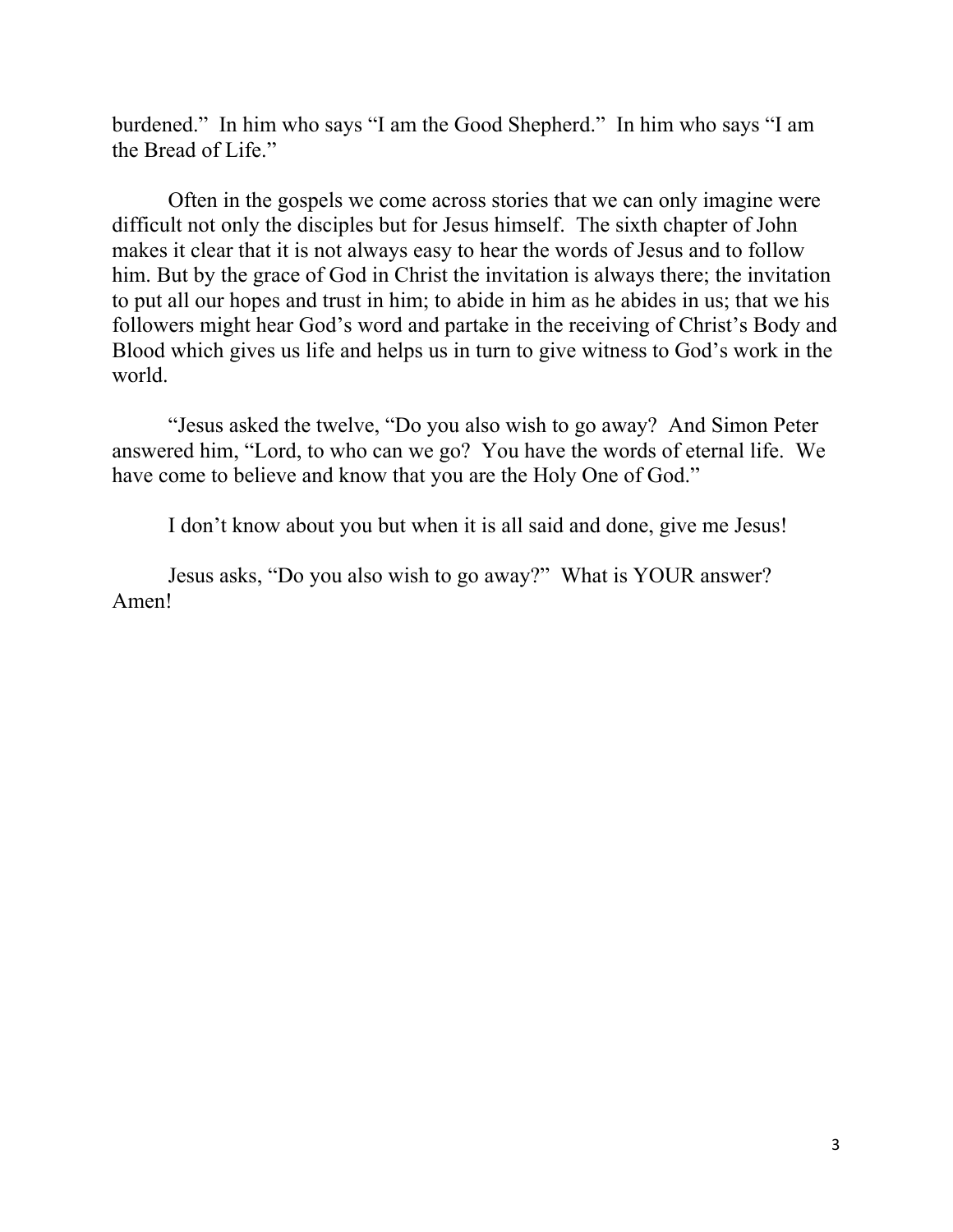burdened." In him who says "I am the Good Shepherd." In him who says "I am the Bread of Life."

Often in the gospels we come across stories that we can only imagine were difficult not only the disciples but for Jesus himself. The sixth chapter of John makes it clear that it is not always easy to hear the words of Jesus and to follow him. But by the grace of God in Christ the invitation is always there; the invitation to put all our hopes and trust in him; to abide in him as he abides in us; that we his followers might hear God's word and partake in the receiving of Christ's Body and Blood which gives us life and helps us in turn to give witness to God's work in the world.

"Jesus asked the twelve, "Do you also wish to go away? And Simon Peter answered him, "Lord, to who can we go? You have the words of eternal life. We have come to believe and know that you are the Holy One of God."

I don't know about you but when it is all said and done, give me Jesus!

Jesus asks, "Do you also wish to go away?" What is YOUR answer? Amen!